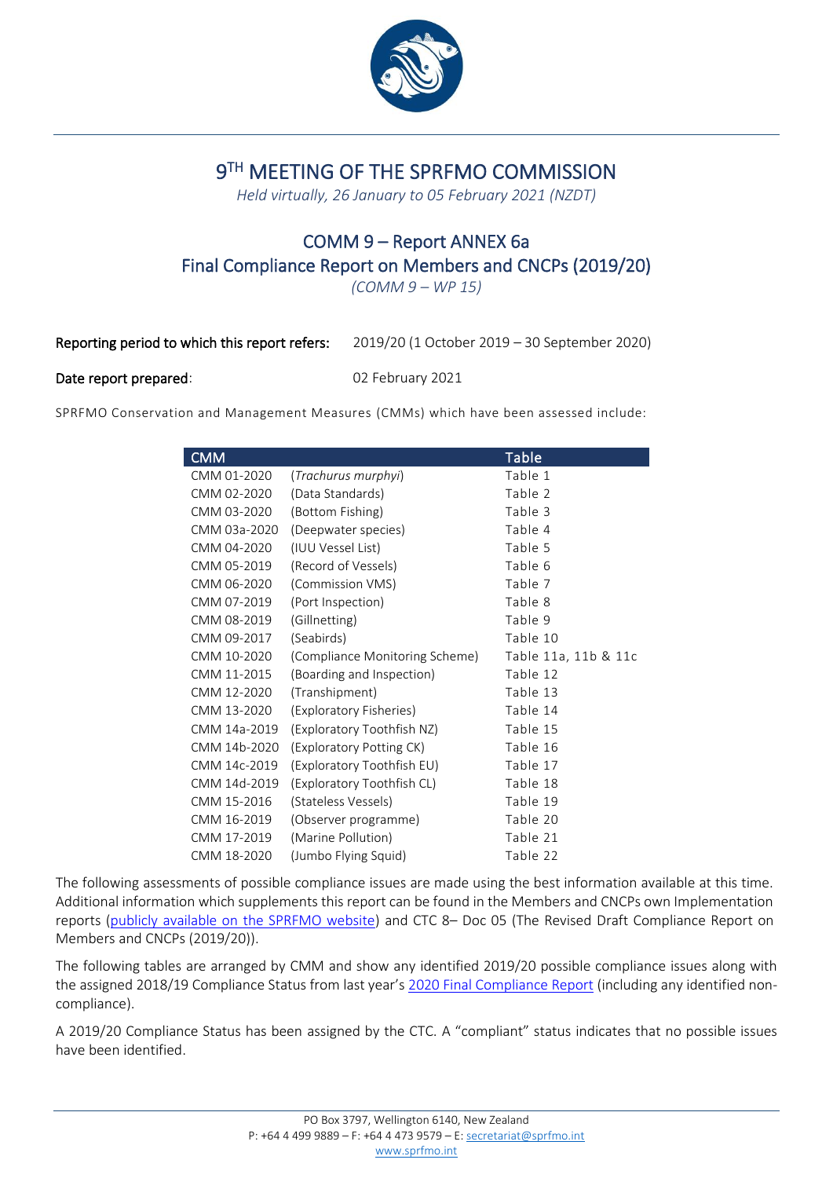# 9TH MEETING OF THE SPRFMO COMMISSION

*Held virtually, 26 January to 05 February 2021 (NZDT)*

## COMM 9 – Report ANNEX 6a
## Final Compliance Report on Members and CNCPs (2019/20)

*(COMM 9 – WP 15)*

**Reporting period to which this report refers:** 2019/20 (1 October 2019 – 30 September 2020)

**Date report prepared**: 02 February 2021

SPRFMO Conservation and Management Measures (CMMs) which have been assessed include:

| CMM | | Table |
|---|---|---|
| CMM 01-2020 | (*Trachurus murphyi*) | Table 1 |
| CMM 02-2020 | (Data Standards) | Table 2 |
| CMM 03-2020 | (Bottom Fishing) | Table 3 |
| CMM 03a-2020 | (Deepwater species) | Table 4 |
| CMM 04-2020 | (IUU Vessel List) | Table 5 |
| CMM 05-2019 | (Record of Vessels) | Table 6 |
| CMM 06-2020 | (Commission VMS) | Table 7 |
| CMM 07-2019 | (Port Inspection) | Table 8 |
| CMM 08-2019 | (Gillnetting) | Table 9 |
| CMM 09-2017 | (Seabirds) | Table 10 |
| CMM 10-2020 | (Compliance Monitoring Scheme) | Table 11a, 11b & 11c |
| CMM 11-2015 | (Boarding and Inspection) | Table 12 |
| CMM 12-2020 | (Transhipment) | Table 13 |
| CMM 13-2020 | (Exploratory Fisheries) | Table 14 |
| CMM 14a-2019 | (Exploratory Toothfish NZ) | Table 15 |
| CMM 14b-2020 | (Exploratory Potting CK) | Table 16 |
| CMM 14c-2019 | (Exploratory Toothfish EU) | Table 17 |
| CMM 14d-2019 | (Exploratory Toothfish CL) | Table 18 |
| CMM 15-2016 | (Stateless Vessels) | Table 19 |
| CMM 16-2019 | (Observer programme) | Table 20 |
| CMM 17-2019 | (Marine Pollution) | Table 21 |
| CMM 18-2020 | (Jumbo Flying Squid) | Table 22 |

The following assessments of possible compliance issues are made using the best information available at this time. Additional information which supplements this report can be found in the Members and CNCPs own Implementation reports (publicly available on the SPRFMO website) and CTC 8– Doc 05 (The Revised Draft Compliance Report on Members and CNCPs (2019/20)).

The following tables are arranged by CMM and show any identified 2019/20 possible compliance issues along with the assigned 2018/19 Compliance Status from last year's 2020 Final Compliance Report (including any identified non-compliance).

A 2019/20 Compliance Status has been assigned by the CTC. A "compliant" status indicates that no possible issues have been identified.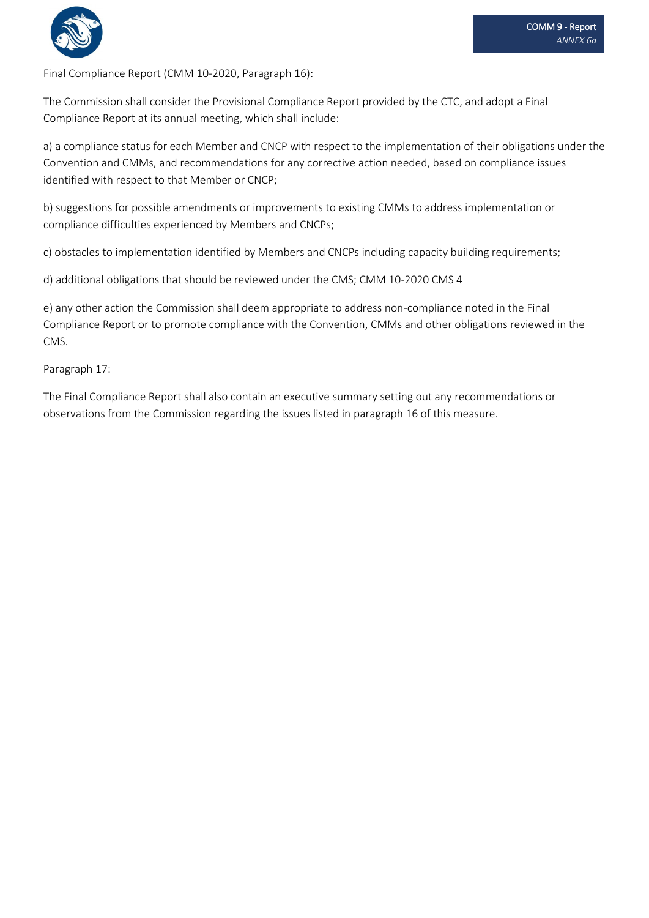Final Compliance Report (CMM 10-2020, Paragraph 16):

The Commission shall consider the Provisional Compliance Report provided by the CTC, and adopt a Final Compliance Report at its annual meeting, which shall include:

a) a compliance status for each Member and CNCP with respect to the implementation of their obligations under the Convention and CMMs, and recommendations for any corrective action needed, based on compliance issues identified with respect to that Member or CNCP;

b) suggestions for possible amendments or improvements to existing CMMs to address implementation or compliance difficulties experienced by Members and CNCPs;

c) obstacles to implementation identified by Members and CNCPs including capacity building requirements;

d) additional obligations that should be reviewed under the CMS; CMM 10-2020 CMS 4

e) any other action the Commission shall deem appropriate to address non-compliance noted in the Final Compliance Report or to promote compliance with the Convention, CMMs and other obligations reviewed in the CMS.

Paragraph 17:

The Final Compliance Report shall also contain an executive summary setting out any recommendations or observations from the Commission regarding the issues listed in paragraph 16 of this measure.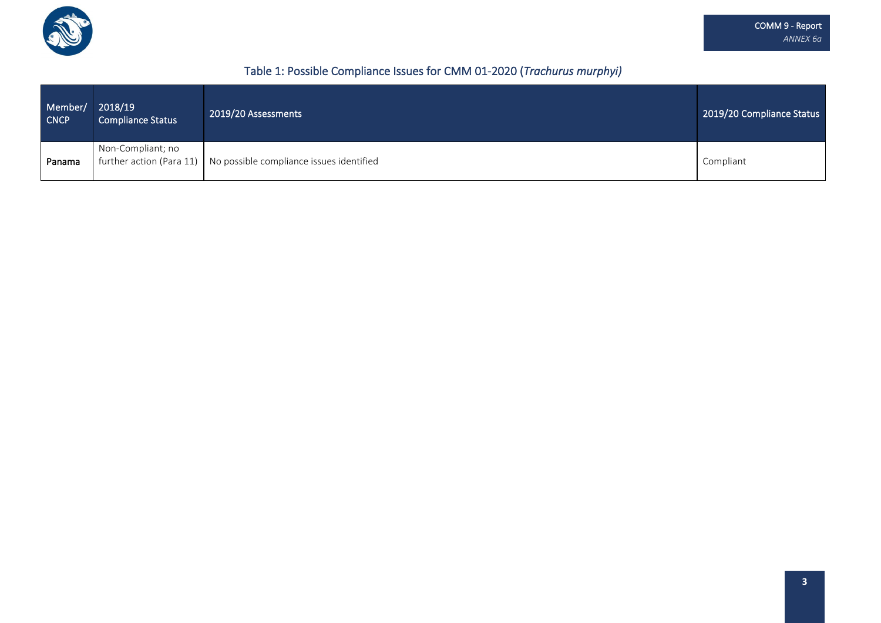## Table 1: Possible Compliance Issues for CMM 01-2020 (*Trachurus murphyi)*

| Member/ CNCP | 2018/19 Compliance Status | 2019/20 Assessments | 2019/20 Compliance Status |
|---|---|---|---|
| **Panama** | Non-Compliant; no further action (Para 11) | No possible compliance issues identified | Compliant |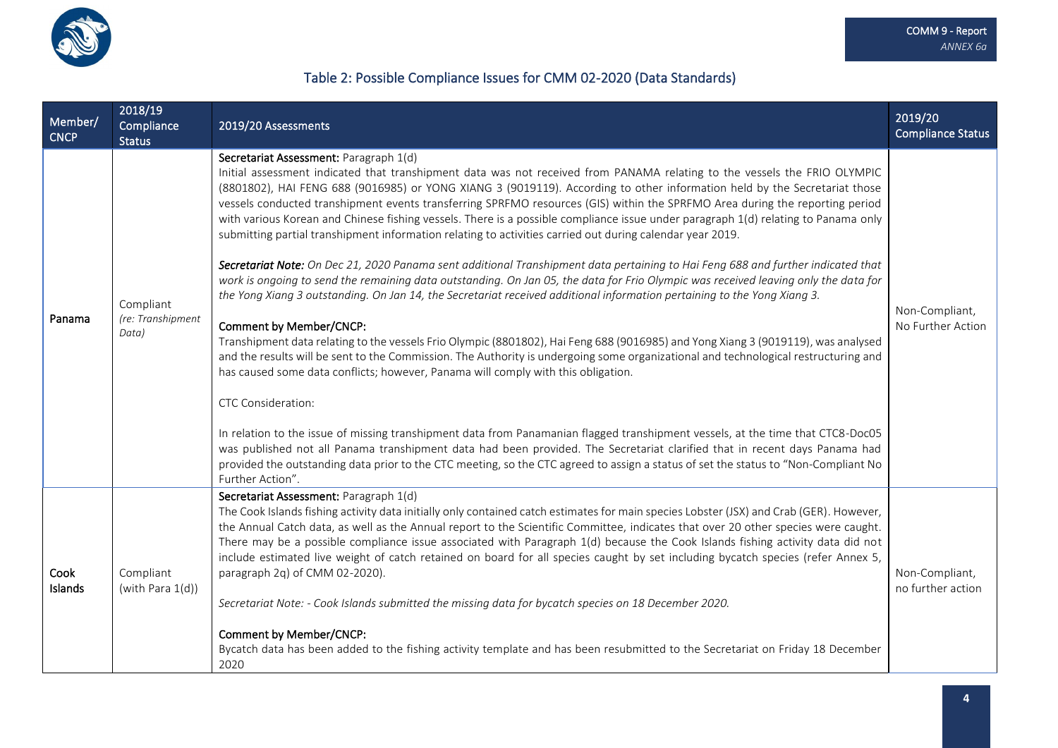## Table 2: Possible Compliance Issues for CMM 02-2020 (Data Standards)

| Member/ CNCP | 2018/19 Compliance Status | 2019/20 Assessments | 2019/20 Compliance Status |
|---|---|---|---|
| Panama | Compliant *(re: Transhipment Data)* | Secretariat Assessment: Paragraph 1(d)<br>Initial assessment indicated that transhipment data was not received from PANAMA relating to the vessels the FRIO OLYMPIC (8801802), HAI FENG 688 (9016985) or YONG XIANG 3 (9019119). According to other information held by the Secretariat those vessels conducted transhipment events transferring SPRFMO resources (GIS) within the SPRFMO Area during the reporting period with various Korean and Chinese fishing vessels. There is a possible compliance issue under paragraph 1(d) relating to Panama only submitting partial transhipment information relating to activities carried out during calendar year 2019.<br><br>***Secretariat Note:*** *On Dec 21, 2020 Panama sent additional Transhipment data pertaining to Hai Feng 688 and further indicated that work is ongoing to send the remaining data outstanding. On Jan 05, the data for Frio Olympic was received leaving only the data for the Yong Xiang 3 outstanding. On Jan 14, the Secretariat received additional information pertaining to the Yong Xiang 3.*<br><br>Comment by Member/CNCP:<br>Transhipment data relating to the vessels Frio Olympic (8801802), Hai Feng 688 (9016985) and Yong Xiang 3 (9019119), was analysed and the results will be sent to the Commission. The Authority is undergoing some organizational and technological restructuring and has caused some data conflicts; however, Panama will comply with this obligation.<br><br>CTC Consideration:<br><br>In relation to the issue of missing transhipment data from Panamanian flagged transhipment vessels, at the time that CTC8-Doc05 was published not all Panama transhipment data had been provided. The Secretariat clarified that in recent days Panama had provided the outstanding data prior to the CTC meeting, so the CTC agreed to assign a status of set the status to "Non-Compliant No Further Action". | Non-Compliant, No Further Action |
| Cook Islands | Compliant (with Para 1(d)) | Secretariat Assessment: Paragraph 1(d)<br>The Cook Islands fishing activity data initially only contained catch estimates for main species Lobster (JSX) and Crab (GER). However, the Annual Catch data, as well as the Annual report to the Scientific Committee, indicates that over 20 other species were caught. There may be a possible compliance issue associated with Paragraph 1(d) because the Cook Islands fishing activity data did not include estimated live weight of catch retained on board for all species caught by set including bycatch species (refer Annex 5, paragraph 2q) of CMM 02-2020).<br><br>*Secretariat Note: - Cook Islands submitted the missing data for bycatch species on 18 December 2020.*<br><br>Comment by Member/CNCP:<br>Bycatch data has been added to the fishing activity template and has been resubmitted to the Secretariat on Friday 18 December 2020 | Non-Compliant, no further action |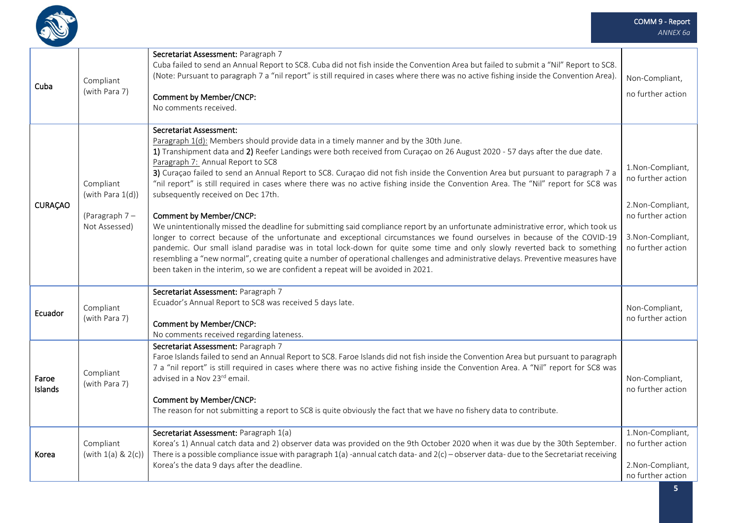| Cuba | Compliant (with Para 7) | **Secretariat Assessment:** Paragraph 7<br>Cuba failed to send an Annual Report to SC8. Cuba did not fish inside the Convention Area but failed to submit a "Nil" Report to SC8. (Note: Pursuant to paragraph 7 a "nil report" is still required in cases where there was no active fishing inside the Convention Area).<br><br>**Comment by Member/CNCP:**<br>No comments received. | Non-Compliant, no further action |
|---|---|---|---|
| CURAÇAO | Compliant (with Para 1(d))<br><br>(Paragraph 7 – Not Assessed) | **Secretariat Assessment:**<br>Paragraph 1(d): Members should provide data in a timely manner and by the 30th June.<br>**1)** Transhipment data and **2)** Reefer Landings were both received from Curaçao on 26 August 2020 - 57 days after the due date.<br>Paragraph 7: Annual Report to SC8<br>**3)** Curaçao failed to send an Annual Report to SC8. Curaçao did not fish inside the Convention Area but pursuant to paragraph 7 a "nil report" is still required in cases where there was no active fishing inside the Convention Area. The "Nil" report for SC8 was subsequently received on Dec 17th.<br><br>**Comment by Member/CNCP:**<br>We unintentionally missed the deadline for submitting said compliance report by an unfortunate administrative error, which took us longer to correct because of the unfortunate and exceptional circumstances we found ourselves in because of the COVID-19 pandemic. Our small island paradise was in total lock-down for quite some time and only slowly reverted back to something resembling a "new normal", creating quite a number of operational challenges and administrative delays. Preventive measures have been taken in the interim, so we are confident a repeat will be avoided in 2021. | 1.Non-Compliant, no further action<br><br>2.Non-Compliant, no further action<br><br>3.Non-Compliant, no further action |
| Ecuador | Compliant (with Para 7) | **Secretariat Assessment:** Paragraph 7<br>Ecuador's Annual Report to SC8 was received 5 days late.<br><br>**Comment by Member/CNCP:**<br>No comments received regarding lateness. | Non-Compliant, no further action |
| Faroe Islands | Compliant (with Para 7) | **Secretariat Assessment:** Paragraph 7<br>Faroe Islands failed to send an Annual Report to SC8. Faroe Islands did not fish inside the Convention Area but pursuant to paragraph 7 a "nil report" is still required in cases where there was no active fishing inside the Convention Area. A "Nil" report for SC8 was advised in a Nov 23rd email.<br><br>**Comment by Member/CNCP:**<br>The reason for not submitting a report to SC8 is quite obviously the fact that we have no fishery data to contribute. | Non-Compliant, no further action |
| Korea | Compliant (with 1(a) & 2(c)) | **Secretariat Assessment:** Paragraph 1(a)<br>Korea's 1) Annual catch data and 2) observer data was provided on the 9th October 2020 when it was due by the 30th September. There is a possible compliance issue with paragraph 1(a) -annual catch data- and 2(c) – observer data- due to the Secretariat receiving Korea's the data 9 days after the deadline. | 1.Non-Compliant, no further action<br><br>2.Non-Compliant, no further action |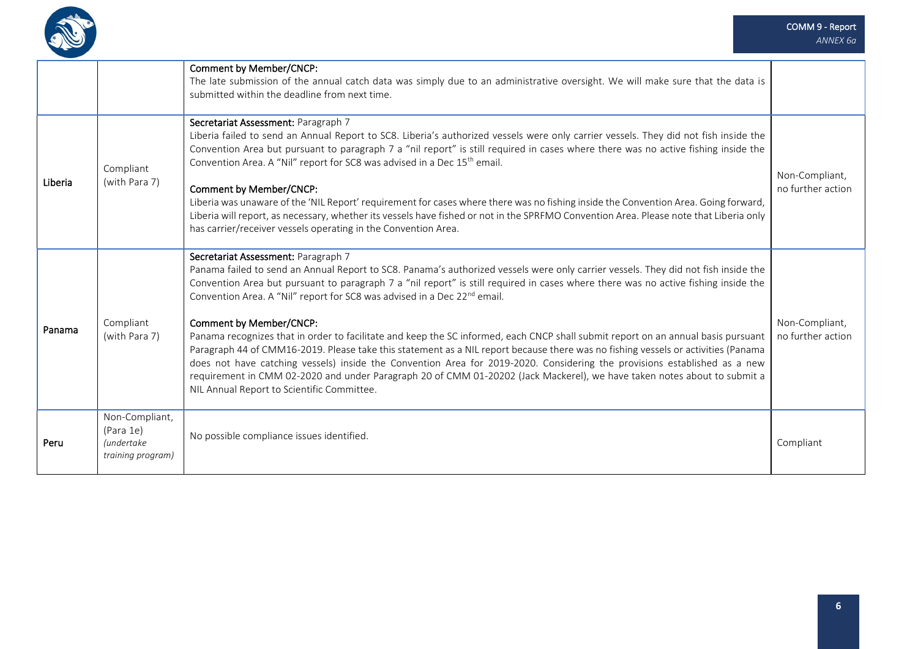| | | | |
|---|---|---|---|
| | | **Comment by Member/CNCP:**<br>The late submission of the annual catch data was simply due to an administrative oversight. We will make sure that the data is submitted within the deadline from next time. | |
| Liberia | Compliant (with Para 7) | **Secretariat Assessment:** Paragraph 7<br>Liberia failed to send an Annual Report to SC8. Liberia's authorized vessels were only carrier vessels. They did not fish inside the Convention Area but pursuant to paragraph 7 a "nil report" is still required in cases where there was no active fishing inside the Convention Area. A "Nil" report for SC8 was advised in a Dec 15th email.<br><br>**Comment by Member/CNCP:**<br>Liberia was unaware of the 'NIL Report' requirement for cases where there was no fishing inside the Convention Area. Going forward, Liberia will report, as necessary, whether its vessels have fished or not in the SPRFMO Convention Area. Please note that Liberia only has carrier/receiver vessels operating in the Convention Area. | Non-Compliant, no further action |
| Panama | Compliant (with Para 7) | **Secretariat Assessment:** Paragraph 7<br>Panama failed to send an Annual Report to SC8. Panama's authorized vessels were only carrier vessels. They did not fish inside the Convention Area but pursuant to paragraph 7 a "nil report" is still required in cases where there was no active fishing inside the Convention Area. A "Nil" report for SC8 was advised in a Dec 22nd email.<br><br>**Comment by Member/CNCP:**<br>Panama recognizes that in order to facilitate and keep the SC informed, each CNCP shall submit report on an annual basis pursuant Paragraph 44 of CMM16-2019. Please take this statement as a NIL report because there was no fishing vessels or activities (Panama does not have catching vessels) inside the Convention Area for 2019-2020. Considering the provisions established as a new requirement in CMM 02-2020 and under Paragraph 20 of CMM 01-20202 (Jack Mackerel), we have taken notes about to submit a NIL Annual Report to Scientific Committee. | Non-Compliant, no further action |
| Peru | Non-Compliant, (Para 1e) *(undertake training program)* | No possible compliance issues identified. | Compliant |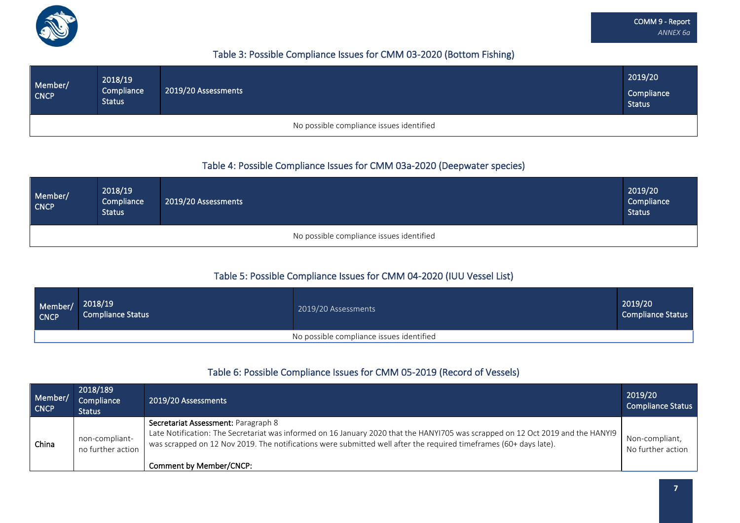### Table 3: Possible Compliance Issues for CMM 03-2020 (Bottom Fishing)

| Member/ CNCP | 2018/19 Compliance Status | 2019/20 Assessments | 2019/20 Compliance Status |
|---|---|---|---|
| No possible compliance issues identified | | | |

### Table 4: Possible Compliance Issues for CMM 03a-2020 (Deepwater species)

| Member/ CNCP | 2018/19 Compliance Status | 2019/20 Assessments | 2019/20 Compliance Status |
|---|---|---|---|
| No possible compliance issues identified | | | |

### Table 5: Possible Compliance Issues for CMM 04-2020 (IUU Vessel List)

| Member/ CNCP | 2018/19 Compliance Status | 2019/20 Assessments | 2019/20 Compliance Status |
|---|---|---|---|
| No possible compliance issues identified | | | |

### Table 6: Possible Compliance Issues for CMM 05-2019 (Record of Vessels)

| Member/ CNCP | 2018/189 Compliance Status | 2019/20 Assessments | 2019/20 Compliance Status |
|---|---|---|---|
| China | non-compliant-no further action | **Secretariat Assessment:** Paragraph 8<br>Late Notification: The Secretariat was informed on 16 January 2020 that the HANYI705 was scrapped on 12 Oct 2019 and the HANYI9 was scrapped on 12 Nov 2019. The notifications were submitted well after the required timeframes (60+ days late).<br><br>**Comment by Member/CNCP:** | Non-compliant, No further action |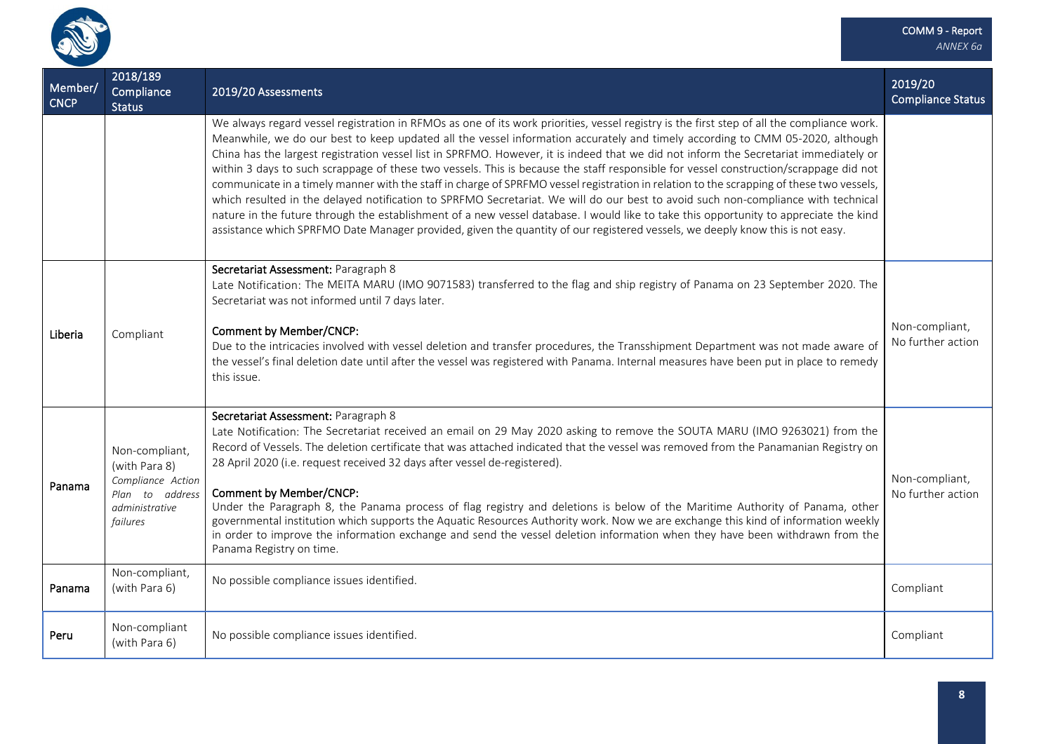| Member/ CNCP | 2018/189 Compliance Status | 2019/20 Assessments | 2019/20 Compliance Status |
|---|---|---|---|
| | | We always regard vessel registration in RFMOs as one of its work priorities, vessel registry is the first step of all the compliance work. Meanwhile, we do our best to keep updated all the vessel information accurately and timely according to CMM 05-2020, although China has the largest registration vessel list in SPRFMO. However, it is indeed that we did not inform the Secretariat immediately or within 3 days to such scrappage of these two vessels. This is because the staff responsible for vessel construction/scrappage did not communicate in a timely manner with the staff in charge of SPRFMO vessel registration in relation to the scrapping of these two vessels, which resulted in the delayed notification to SPRFMO Secretariat. We will do our best to avoid such non-compliance with technical nature in the future through the establishment of a new vessel database. I would like to take this opportunity to appreciate the kind assistance which SPRFMO Date Manager provided, given the quantity of our registered vessels, we deeply know this is not easy. | |
| Liberia | Compliant | **Secretariat Assessment:** Paragraph 8<br>Late Notification: The MEITA MARU (IMO 9071583) transferred to the flag and ship registry of Panama on 23 September 2020. The Secretariat was not informed until 7 days later.<br><br>**Comment by Member/CNCP:**<br>Due to the intricacies involved with vessel deletion and transfer procedures, the Transshipment Department was not made aware of the vessel's final deletion date until after the vessel was registered with Panama. Internal measures have been put in place to remedy this issue. | Non-compliant, No further action |
| Panama | Non-compliant, (with Para 8)<br>*Compliance Action Plan to address administrative failures* | **Secretariat Assessment:** Paragraph 8<br>Late Notification: The Secretariat received an email on 29 May 2020 asking to remove the SOUTA MARU (IMO 9263021) from the Record of Vessels. The deletion certificate that was attached indicated that the vessel was removed from the Panamanian Registry on 28 April 2020 (i.e. request received 32 days after vessel de-registered).<br><br>**Comment by Member/CNCP:**<br>Under the Paragraph 8, the Panama process of flag registry and deletions is below of the Maritime Authority of Panama, other governmental institution which supports the Aquatic Resources Authority work. Now we are exchange this kind of information weekly in order to improve the information exchange and send the vessel deletion information when they have been withdrawn from the Panama Registry on time. | Non-compliant, No further action |
| Panama | Non-compliant, (with Para 6) | No possible compliance issues identified. | Compliant |
| Peru | Non-compliant (with Para 6) | No possible compliance issues identified. | Compliant |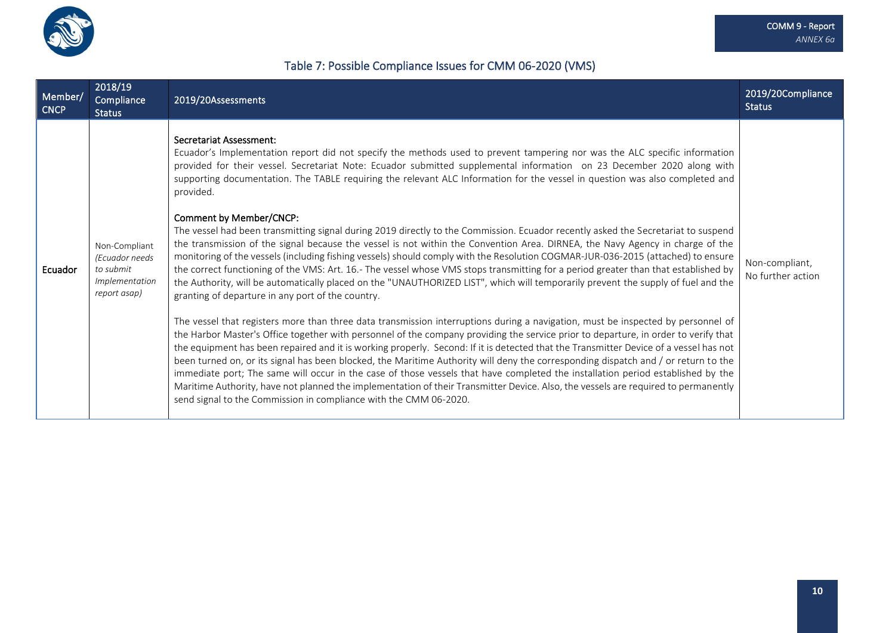## Table 7: Possible Compliance Issues for CMM 06-2020 (VMS)

| Member/ CNCP | 2018/19 Compliance Status | 2019/20Assessments | 2019/20Compliance Status |
|---|---|---|---|
| Ecuador | Non-Compliant *(Ecuador needs to submit Implementation report asap)* | **Secretariat Assessment:**<br>Ecuador's Implementation report did not specify the methods used to prevent tampering nor was the ALC specific information provided for their vessel. Secretariat Note: Ecuador submitted supplemental information on 23 December 2020 along with supporting documentation. The TABLE requiring the relevant ALC Information for the vessel in question was also completed and provided.<br><br>**Comment by Member/CNCP:**<br>The vessel had been transmitting signal during 2019 directly to the Commission. Ecuador recently asked the Secretariat to suspend the transmission of the signal because the vessel is not within the Convention Area. DIRNEA, the Navy Agency in charge of the monitoring of the vessels (including fishing vessels) should comply with the Resolution COGMAR-JUR-036-2015 (attached) to ensure the correct functioning of the VMS: Art. 16.- The vessel whose VMS stops transmitting for a period greater than that established by the Authority, will be automatically placed on the "UNAUTHORIZED LIST", which will temporarily prevent the supply of fuel and the granting of departure in any port of the country.<br><br>The vessel that registers more than three data transmission interruptions during a navigation, must be inspected by personnel of the Harbor Master's Office together with personnel of the company providing the service prior to departure, in order to verify that the equipment has been repaired and it is working properly. Second: If it is detected that the Transmitter Device of a vessel has not been turned on, or its signal has been blocked, the Maritime Authority will deny the corresponding dispatch and / or return to the immediate port; The same will occur in the case of those vessels that have completed the installation period established by the Maritime Authority, have not planned the implementation of their Transmitter Device. Also, the vessels are required to permanently send signal to the Commission in compliance with the CMM 06-2020. | Non-compliant, No further action |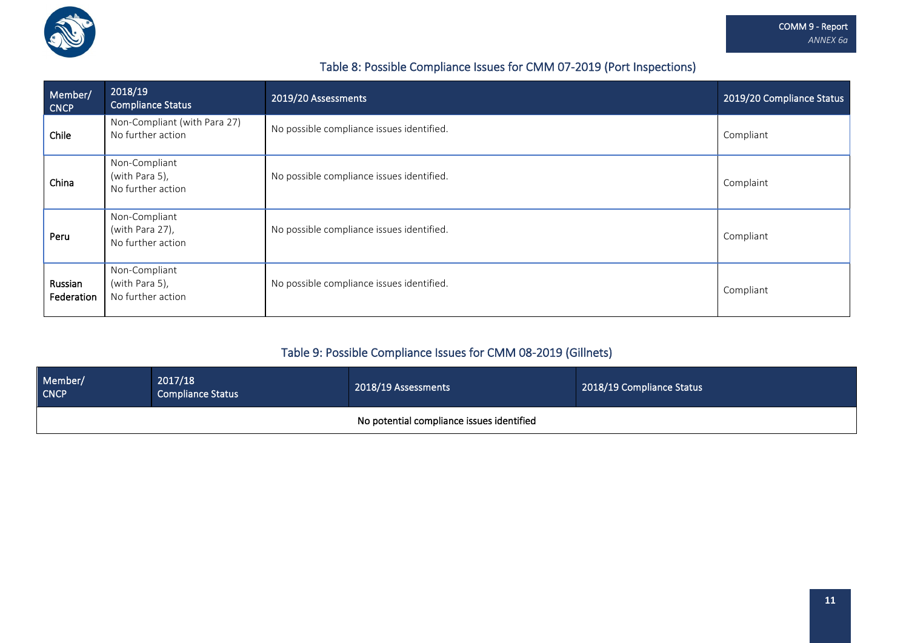## Table 8: Possible Compliance Issues for CMM 07-2019 (Port Inspections)

| Member/ CNCP | 2018/19 Compliance Status | 2019/20 Assessments | 2019/20 Compliance Status |
|---|---|---|---|
| Chile | Non-Compliant (with Para 27) No further action | No possible compliance issues identified. | Compliant |
| China | Non-Compliant (with Para 5), No further action | No possible compliance issues identified. | Complaint |
| Peru | Non-Compliant (with Para 27), No further action | No possible compliance issues identified. | Compliant |
| Russian Federation | Non-Compliant (with Para 5), No further action | No possible compliance issues identified. | Compliant |

## Table 9: Possible Compliance Issues for CMM 08-2019 (Gillnets)

| Member/ CNCP | 2017/18 Compliance Status | 2018/19 Assessments | 2018/19 Compliance Status |
|---|---|---|---|
| No potential compliance issues identified | | | |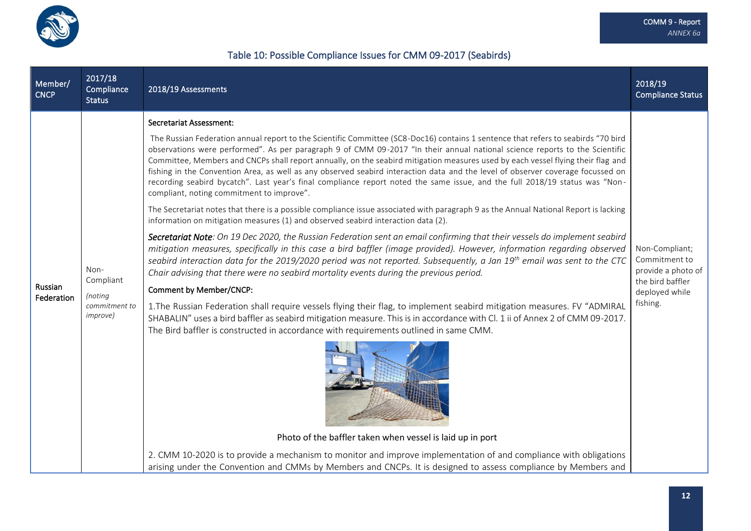### Table 10: Possible Compliance Issues for CMM 09-2017 (Seabirds)

| Member/ CNCP | 2017/18 Compliance Status | 2018/19 Assessments | 2018/19 Compliance Status |
|---|---|---|---|
| Russian Federation | Non-Compliant *(noting commitment to improve)* | **Secretariat Assessment:**<br><br>The Russian Federation annual report to the Scientific Committee (SC8-Doc16) contains 1 sentence that refers to seabirds "70 bird observations were performed". As per paragraph 9 of CMM 09-2017 "In their annual national science reports to the Scientific Committee, Members and CNCPs shall report annually, on the seabird mitigation measures used by each vessel flying their flag and fishing in the Convention Area, as well as any observed seabird interaction data and the level of observer coverage focussed on recording seabird bycatch". Last year's final compliance report noted the same issue, and the full 2018/19 status was "Non-compliant, noting commitment to improve".<br><br>The Secretariat notes that there is a possible compliance issue associated with paragraph 9 as the Annual National Report is lacking information on mitigation measures (1) and observed seabird interaction data (2).<br><br>***Secretariat Note**: On 19 Dec 2020, the Russian Federation sent an email confirming that their vessels do implement seabird mitigation measures, specifically in this case a bird baffler (image provided). However, information regarding observed seabird interaction data for the 2019/2020 period was not reported. Subsequently, a Jan 19th email was sent to the CTC Chair advising that there were no seabird mortality events during the previous period.*<br><br>**Comment by Member/CNCP:**<br><br>1.The Russian Federation shall require vessels flying their flag, to implement seabird mitigation measures. FV "ADMIRAL SHABALIN" uses a bird baffler as seabird mitigation measure. This is in accordance with Cl. 1 ii of Annex 2 of CMM 09-2017. The Bird baffler is constructed in accordance with requirements outlined in same CMM.<br><br>Photo of the baffler taken when vessel is laid up in port<br><br>2. CMM 10-2020 is to provide a mechanism to monitor and improve implementation of and compliance with obligations arising under the Convention and CMMs by Members and CNCPs. It is designed to assess compliance by Members and | Non-Compliant; Commitment to provide a photo of the bird baffler deployed while fishing. |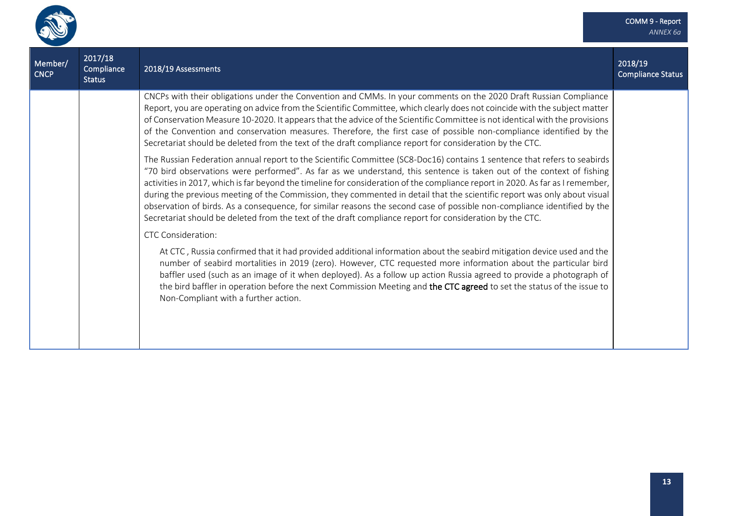| Member/ CNCP | 2017/18 Compliance Status | 2018/19 Assessments | 2018/19 Compliance Status |
|---|---|---|---|
| | | CNCPs with their obligations under the Convention and CMMs. In your comments on the 2020 Draft Russian Compliance Report, you are operating on advice from the Scientific Committee, which clearly does not coincide with the subject matter of Conservation Measure 10-2020. It appears that the advice of the Scientific Committee is not identical with the provisions of the Convention and conservation measures. Therefore, the first case of possible non-compliance identified by the Secretariat should be deleted from the text of the draft compliance report for consideration by the CTC.<br><br>The Russian Federation annual report to the Scientific Committee (SC8-Doc16) contains 1 sentence that refers to seabirds "70 bird observations were performed". As far as we understand, this sentence is taken out of the context of fishing activities in 2017, which is far beyond the timeline for consideration of the compliance report in 2020. As far as I remember, during the previous meeting of the Commission, they commented in detail that the scientific report was only about visual observation of birds. As a consequence, for similar reasons the second case of possible non-compliance identified by the Secretariat should be deleted from the text of the draft compliance report for consideration by the CTC.<br><br>CTC Consideration:<br><br>At CTC , Russia confirmed that it had provided additional information about the seabird mitigation device used and the number of seabird mortalities in 2019 (zero). However, CTC requested more information about the particular bird baffler used (such as an image of it when deployed). As a follow up action Russia agreed to provide a photograph of the bird baffler in operation before the next Commission Meeting and **the CTC agreed** to set the status of the issue to Non-Compliant with a further action. | |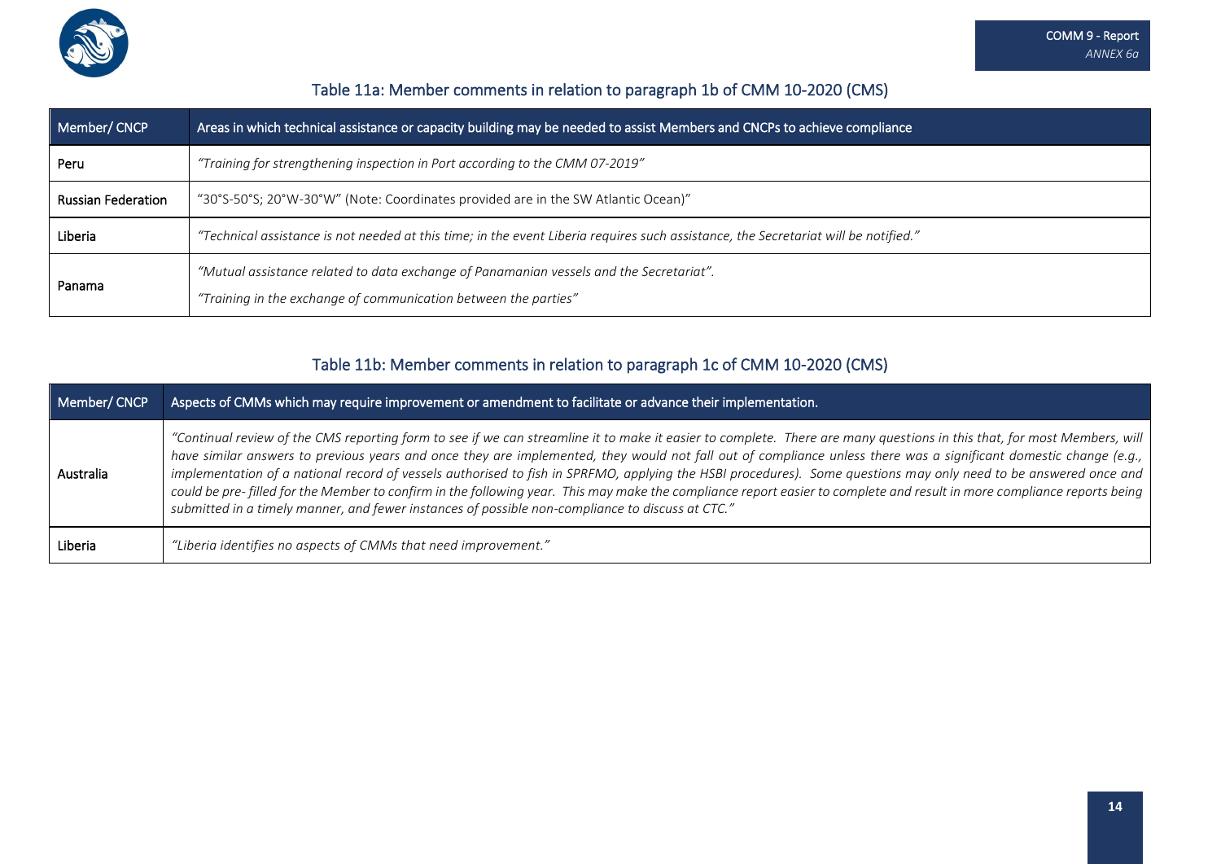## Table 11a: Member comments in relation to paragraph 1b of CMM 10-2020 (CMS)

| Member/ CNCP | Areas in which technical assistance or capacity building may be needed to assist Members and CNCPs to achieve compliance |
|---|---|
| Peru | *"Training for strengthening inspection in Port according to the CMM 07-2019"* |
| Russian Federation | "30°S-50°S; 20°W-30°W" (Note: Coordinates provided are in the SW Atlantic Ocean)" |
| Liberia | *"Technical assistance is not needed at this time; in the event Liberia requires such assistance, the Secretariat will be notified."* |
| Panama | *"Mutual assistance related to data exchange of Panamanian vessels and the Secretariat".*<br>*"Training in the exchange of communication between the parties"* |

## Table 11b: Member comments in relation to paragraph 1c of CMM 10-2020 (CMS)

| Member/ CNCP | Aspects of CMMs which may require improvement or amendment to facilitate or advance their implementation. |
|---|---|
| Australia | *"Continual review of the CMS reporting form to see if we can streamline it to make it easier to complete. There are many questions in this that, for most Members, will have similar answers to previous years and once they are implemented, they would not fall out of compliance unless there was a significant domestic change (e.g., implementation of a national record of vessels authorised to fish in SPRFMO, applying the HSBI procedures). Some questions may only need to be answered once and could be pre- filled for the Member to confirm in the following year. This may make the compliance report easier to complete and result in more compliance reports being submitted in a timely manner, and fewer instances of possible non-compliance to discuss at CTC."* |
| Liberia | *"Liberia identifies no aspects of CMMs that need improvement."* |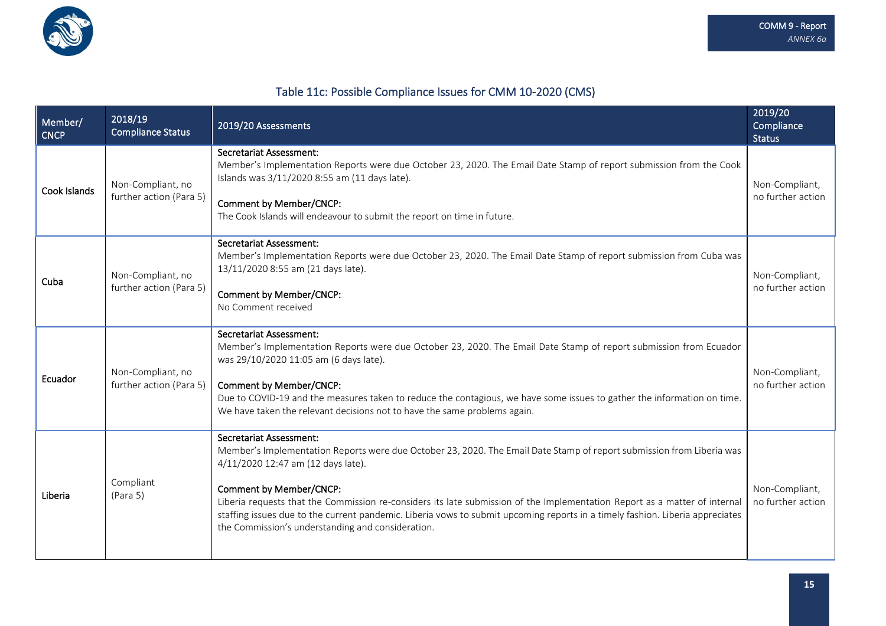## Table 11c: Possible Compliance Issues for CMM 10-2020 (CMS)

| Member/ CNCP | 2018/19 Compliance Status | 2019/20 Assessments | 2019/20 Compliance Status |
|---|---|---|---|
| Cook Islands | Non-Compliant, no further action (Para 5) | **Secretariat Assessment:**<br>Member's Implementation Reports were due October 23, 2020. The Email Date Stamp of report submission from the Cook Islands was 3/11/2020 8:55 am (11 days late).<br><br>**Comment by Member/CNCP:**<br>The Cook Islands will endeavour to submit the report on time in future. | Non-Compliant, no further action |
| Cuba | Non-Compliant, no further action (Para 5) | **Secretariat Assessment:**<br>Member's Implementation Reports were due October 23, 2020. The Email Date Stamp of report submission from Cuba was 13/11/2020 8:55 am (21 days late).<br><br>**Comment by Member/CNCP:**<br>No Comment received | Non-Compliant, no further action |
| Ecuador | Non-Compliant, no further action (Para 5) | **Secretariat Assessment:**<br>Member's Implementation Reports were due October 23, 2020. The Email Date Stamp of report submission from Ecuador was 29/10/2020 11:05 am (6 days late).<br><br>**Comment by Member/CNCP:**<br>Due to COVID-19 and the measures taken to reduce the contagious, we have some issues to gather the information on time. We have taken the relevant decisions not to have the same problems again. | Non-Compliant, no further action |
| Liberia | Compliant (Para 5) | **Secretariat Assessment:**<br>Member's Implementation Reports were due October 23, 2020. The Email Date Stamp of report submission from Liberia was 4/11/2020 12:47 am (12 days late).<br><br>**Comment by Member/CNCP:**<br>Liberia requests that the Commission re-considers its late submission of the Implementation Report as a matter of internal staffing issues due to the current pandemic. Liberia vows to submit upcoming reports in a timely fashion. Liberia appreciates the Commission's understanding and consideration. | Non-Compliant, no further action |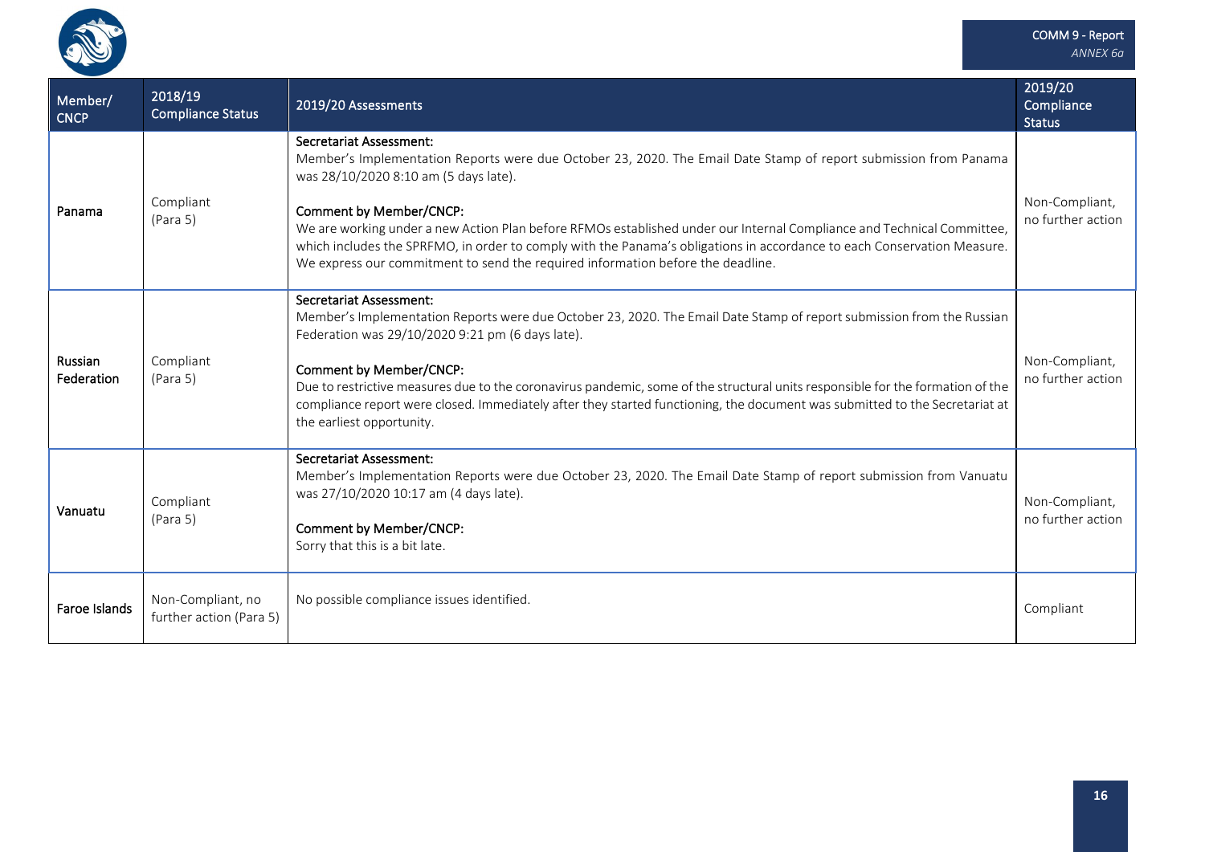| Member/ CNCP | 2018/19 Compliance Status | 2019/20 Assessments | 2019/20 Compliance Status |
|---|---|---|---|
| **Panama** | Compliant (Para 5) | **Secretariat Assessment:**<br>Member's Implementation Reports were due October 23, 2020. The Email Date Stamp of report submission from Panama was 28/10/2020 8:10 am (5 days late).<br><br>**Comment by Member/CNCP:**<br>We are working under a new Action Plan before RFMOs established under our Internal Compliance and Technical Committee, which includes the SPRFMO, in order to comply with the Panama's obligations in accordance to each Conservation Measure. We express our commitment to send the required information before the deadline. | Non-Compliant, no further action |
| **Russian Federation** | Compliant (Para 5) | **Secretariat Assessment:**<br>Member's Implementation Reports were due October 23, 2020. The Email Date Stamp of report submission from the Russian Federation was 29/10/2020 9:21 pm (6 days late).<br><br>**Comment by Member/CNCP:**<br>Due to restrictive measures due to the coronavirus pandemic, some of the structural units responsible for the formation of the compliance report were closed. Immediately after they started functioning, the document was submitted to the Secretariat at the earliest opportunity. | Non-Compliant, no further action |
| **Vanuatu** | Compliant (Para 5) | **Secretariat Assessment:**<br>Member's Implementation Reports were due October 23, 2020. The Email Date Stamp of report submission from Vanuatu was 27/10/2020 10:17 am (4 days late).<br><br>**Comment by Member/CNCP:**<br>Sorry that this is a bit late. | Non-Compliant, no further action |
| **Faroe Islands** | Non-Compliant, no further action (Para 5) | No possible compliance issues identified. | Compliant |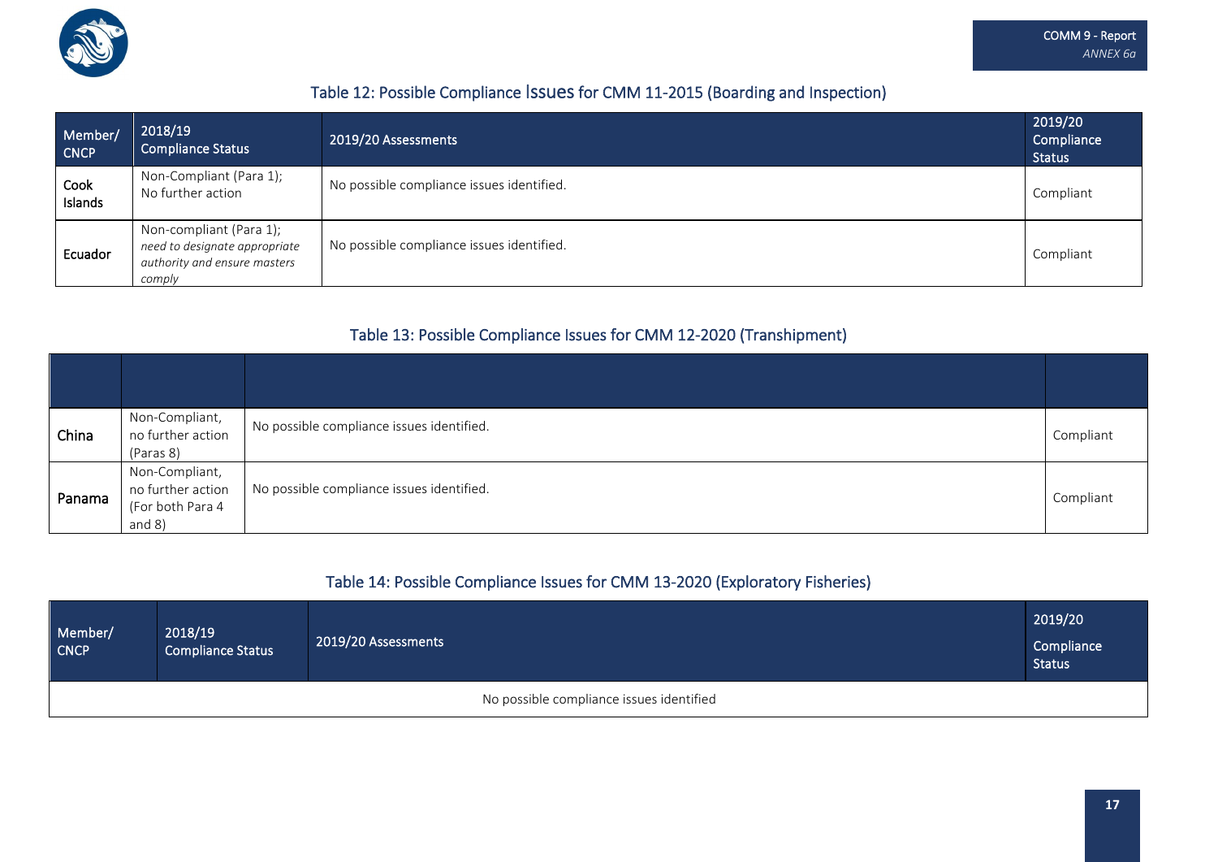## Table 12: Possible Compliance Issues for CMM 11-2015 (Boarding and Inspection)

| Member/ CNCP | 2018/19 Compliance Status | 2019/20 Assessments | 2019/20 Compliance Status |
|---|---|---|---|
| Cook Islands | Non-Compliant (Para 1); No further action | No possible compliance issues identified. | Compliant |
| Ecuador | Non-compliant (Para 1); *need to designate appropriate authority and ensure masters comply* | No possible compliance issues identified. | Compliant |

## Table 13: Possible Compliance Issues for CMM 12-2020 (Transhipment)

| | | | |
|---|---|---|---|
| China | Non-Compliant, no further action (Paras 8) | No possible compliance issues identified. | Compliant |
| Panama | Non-Compliant, no further action (For both Para 4 and 8) | No possible compliance issues identified. | Compliant |

## Table 14: Possible Compliance Issues for CMM 13-2020 (Exploratory Fisheries)

| Member/ CNCP | 2018/19 Compliance Status | 2019/20 Assessments | 2019/20 Compliance Status |
|---|---|---|---|
| No possible compliance issues identified | | | |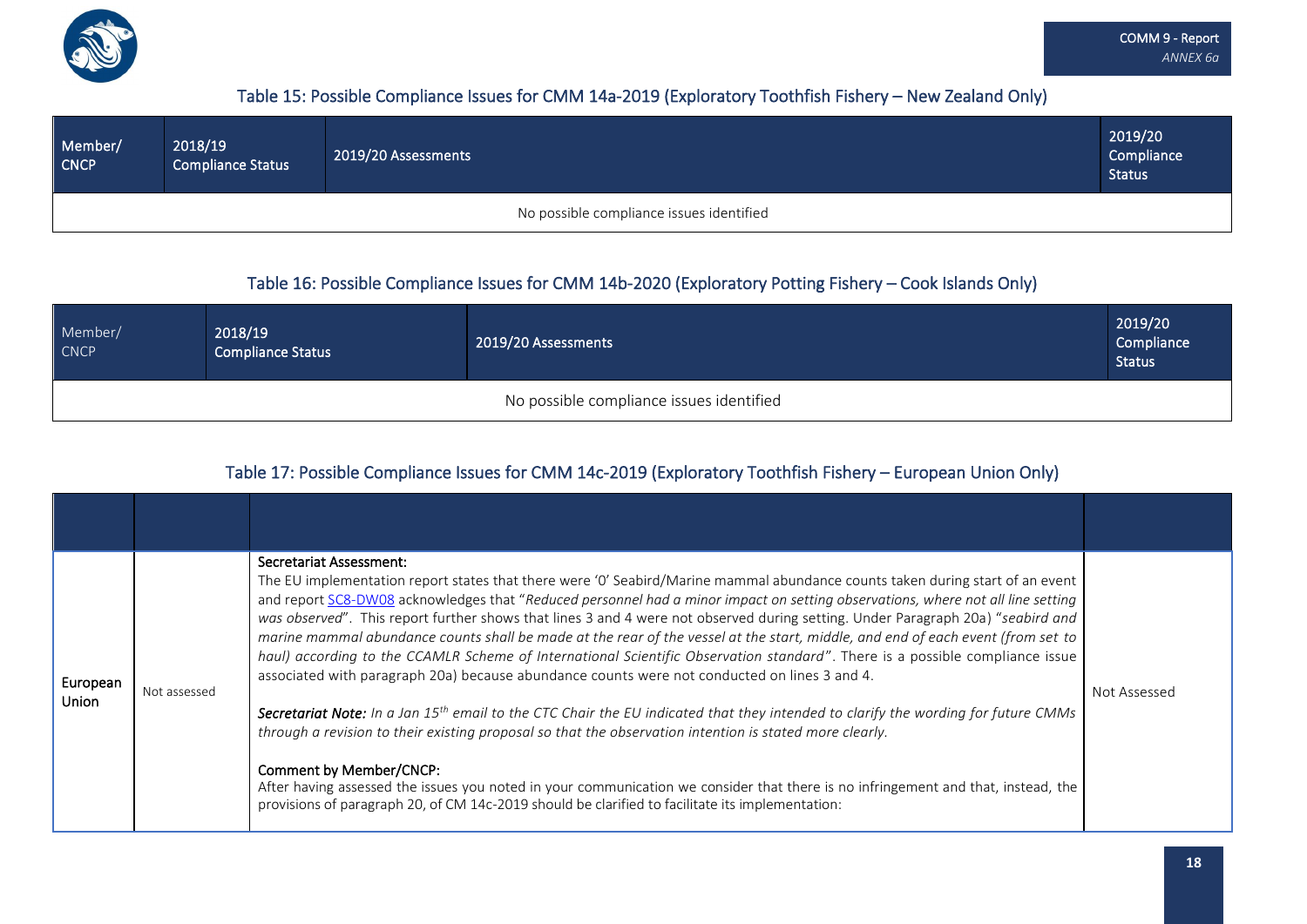### Table 15: Possible Compliance Issues for CMM 14a-2019 (Exploratory Toothfish Fishery – New Zealand Only)

| Member/ CNCP | 2018/19 Compliance Status | 2019/20 Assessments | 2019/20 Compliance Status |
|---|---|---|---|
| No possible compliance issues identified | | | |

### Table 16: Possible Compliance Issues for CMM 14b-2020 (Exploratory Potting Fishery – Cook Islands Only)

| Member/ CNCP | 2018/19 Compliance Status | 2019/20 Assessments | 2019/20 Compliance Status |
|---|---|---|---|
| No possible compliance issues identified | | | |

### Table 17: Possible Compliance Issues for CMM 14c-2019 (Exploratory Toothfish Fishery – European Union Only)

| | | | |
|---|---|---|---|
| European Union | Not assessed | Secretariat Assessment:<br>The EU implementation report states that there were '0' Seabird/Marine mammal abundance counts taken during start of an event and report SC8-DW08 acknowledges that "*Reduced personnel had a minor impact on setting observations, where not all line setting was observed*". This report further shows that lines 3 and 4 were not observed during setting. Under Paragraph 20a) "*seabird and marine mammal abundance counts shall be made at the rear of the vessel at the start, middle, and end of each event (from set to haul) according to the CCAMLR Scheme of International Scientific Observation standard*". There is a possible compliance issue associated with paragraph 20a) because abundance counts were not conducted on lines 3 and 4.<br><br>***Secretariat Note:*** *In a Jan 15th email to the CTC Chair the EU indicated that they intended to clarify the wording for future CMMs through a revision to their existing proposal so that the observation intention is stated more clearly.*<br><br>Comment by Member/CNCP:<br>After having assessed the issues you noted in your communication we consider that there is no infringement and that, instead, the provisions of paragraph 20, of CM 14c-2019 should be clarified to facilitate its implementation: | Not Assessed |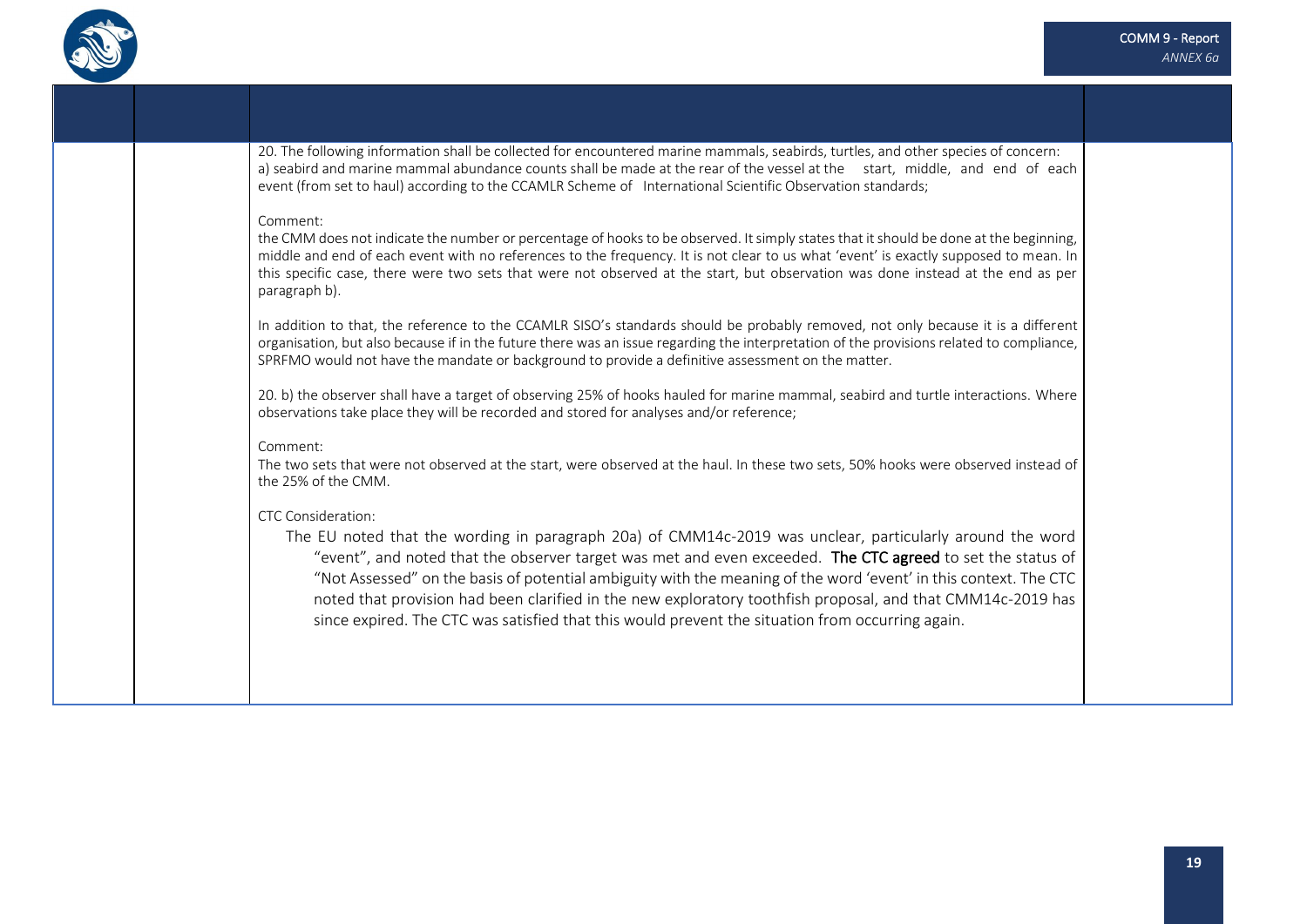| | | | |
|---|---|---|---|
| | | 20. The following information shall be collected for encountered marine mammals, seabirds, turtles, and other species of concern:<br>a) seabird and marine mammal abundance counts shall be made at the rear of the vessel at the start, middle, and end of each event (from set to haul) according to the CCAMLR Scheme of International Scientific Observation standards;<br><br>Comment:<br>the CMM does not indicate the number or percentage of hooks to be observed. It simply states that it should be done at the beginning, middle and end of each event with no references to the frequency. It is not clear to us what 'event' is exactly supposed to mean. In this specific case, there were two sets that were not observed at the start, but observation was done instead at the end as per paragraph b).<br><br>In addition to that, the reference to the CCAMLR SISO's standards should be probably removed, not only because it is a different organisation, but also because if in the future there was an issue regarding the interpretation of the provisions related to compliance, SPRFMO would not have the mandate or background to provide a definitive assessment on the matter.<br><br>20. b) the observer shall have a target of observing 25% of hooks hauled for marine mammal, seabird and turtle interactions. Where observations take place they will be recorded and stored for analyses and/or reference;<br><br>Comment:<br>The two sets that were not observed at the start, were observed at the haul. In these two sets, 50% hooks were observed instead of the 25% of the CMM.<br><br>CTC Consideration:<br>The EU noted that the wording in paragraph 20a) of CMM14c-2019 was unclear, particularly around the word "event", and noted that the observer target was met and even exceeded. **The CTC agreed** to set the status of "Not Assessed" on the basis of potential ambiguity with the meaning of the word 'event' in this context. The CTC noted that provision had been clarified in the new exploratory toothfish proposal, and that CMM14c-2019 has since expired. The CTC was satisfied that this would prevent the situation from occurring again. | |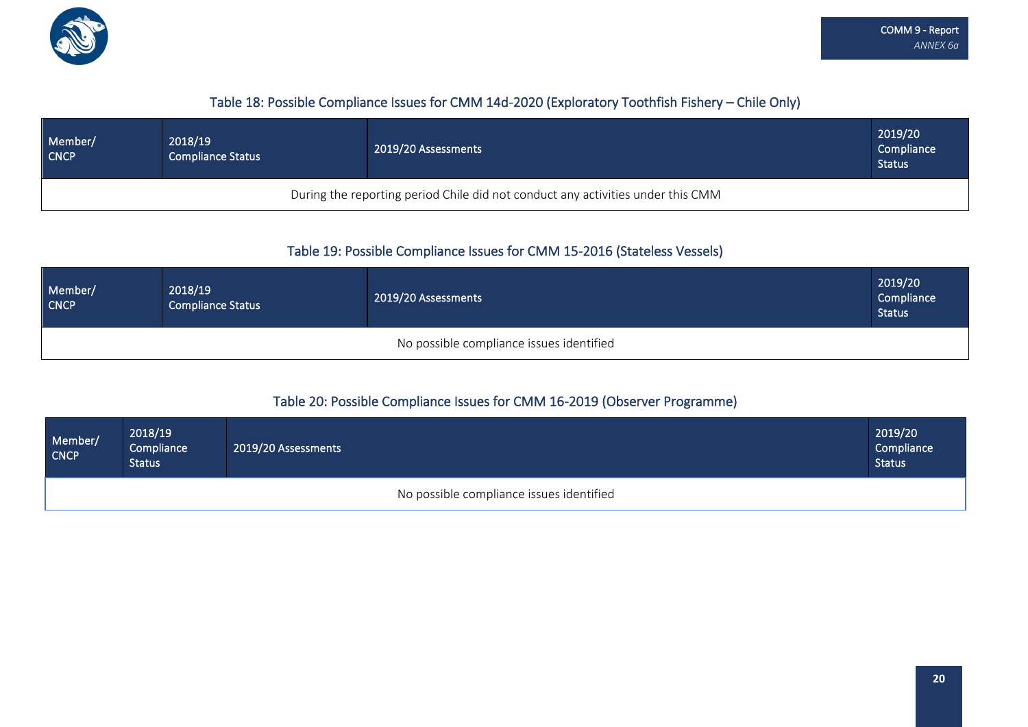### Table 18: Possible Compliance Issues for CMM 14d-2020 (Exploratory Toothfish Fishery – Chile Only)

| Member/ CNCP | 2018/19 Compliance Status | 2019/20 Assessments | 2019/20 Compliance Status |
|---|---|---|---|
| During the reporting period Chile did not conduct any activities under this CMM | | | |

### Table 19: Possible Compliance Issues for CMM 15-2016 (Stateless Vessels)

| Member/ CNCP | 2018/19 Compliance Status | 2019/20 Assessments | 2019/20 Compliance Status |
|---|---|---|---|
| No possible compliance issues identified | | | |

### Table 20: Possible Compliance Issues for CMM 16-2019 (Observer Programme)

| Member/ CNCP | 2018/19 Compliance Status | 2019/20 Assessments | 2019/20 Compliance Status |
|---|---|---|---|
| No possible compliance issues identified | | | |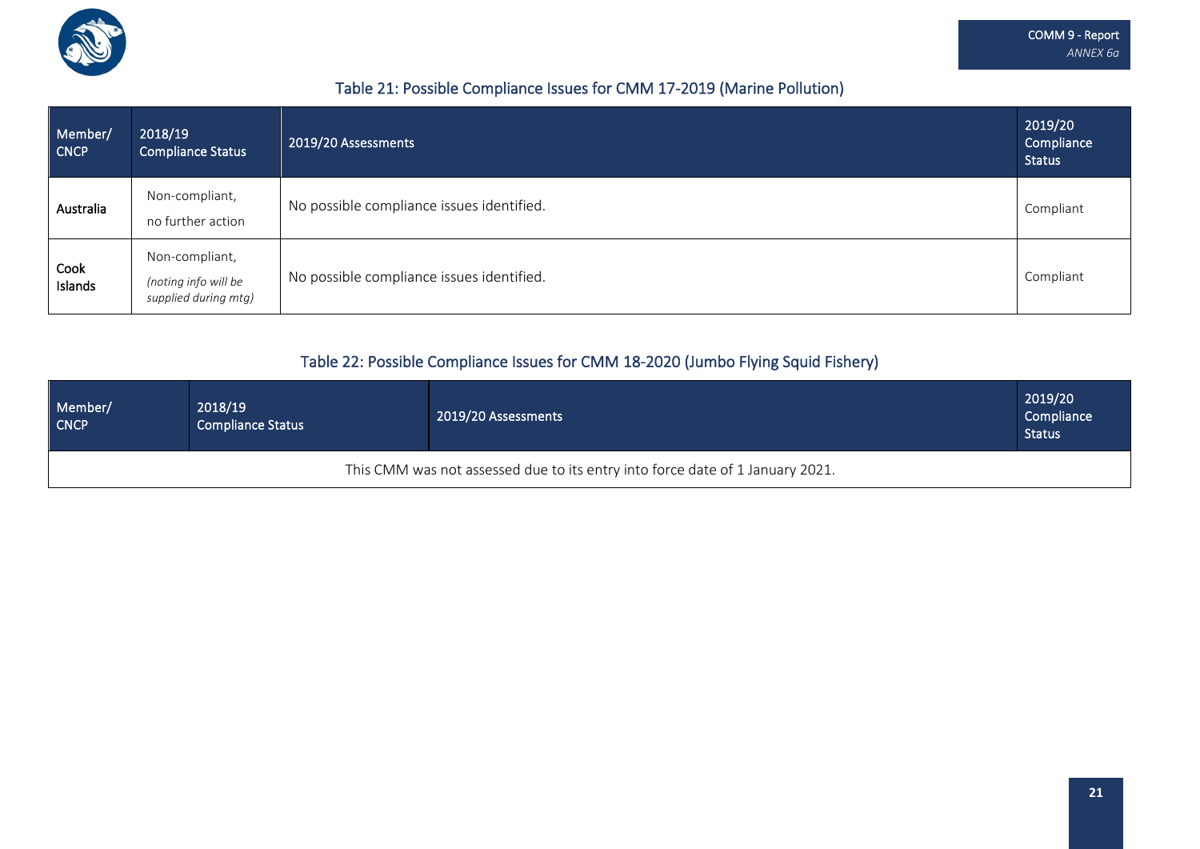### Table 21: Possible Compliance Issues for CMM 17-2019 (Marine Pollution)

| Member/ CNCP | 2018/19 Compliance Status | 2019/20 Assessments | 2019/20 Compliance Status |
|---|---|---|---|
| Australia | Non-compliant, no further action | No possible compliance issues identified. | Compliant |
| Cook Islands | Non-compliant, *(noting info will be supplied during mtg)* | No possible compliance issues identified. | Compliant |

### Table 22: Possible Compliance Issues for CMM 18-2020 (Jumbo Flying Squid Fishery)

| Member/ CNCP | 2018/19 Compliance Status | 2019/20 Assessments | 2019/20 Compliance Status |
|---|---|---|---|
| This CMM was not assessed due to its entry into force date of 1 January 2021. | | | |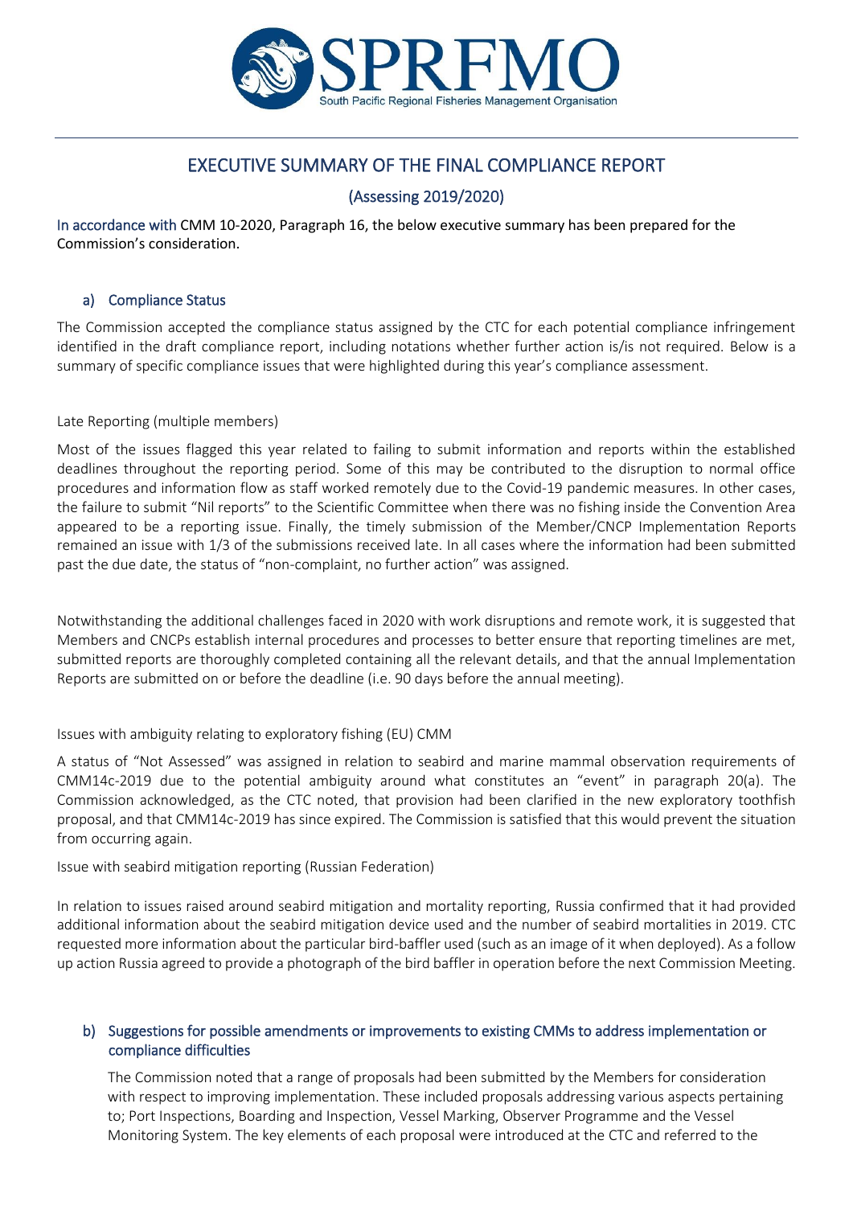# EXECUTIVE SUMMARY OF THE FINAL COMPLIANCE REPORT

## (Assessing 2019/2020)

In accordance with CMM 10-2020, Paragraph 16, the below executive summary has been prepared for the Commission's consideration.

### a) Compliance Status

The Commission accepted the compliance status assigned by the CTC for each potential compliance infringement identified in the draft compliance report, including notations whether further action is/is not required. Below is a summary of specific compliance issues that were highlighted during this year's compliance assessment.

Late Reporting (multiple members)

Most of the issues flagged this year related to failing to submit information and reports within the established deadlines throughout the reporting period. Some of this may be contributed to the disruption to normal office procedures and information flow as staff worked remotely due to the Covid-19 pandemic measures. In other cases, the failure to submit "Nil reports" to the Scientific Committee when there was no fishing inside the Convention Area appeared to be a reporting issue. Finally, the timely submission of the Member/CNCP Implementation Reports remained an issue with 1/3 of the submissions received late. In all cases where the information had been submitted past the due date, the status of "non-complaint, no further action" was assigned.

Notwithstanding the additional challenges faced in 2020 with work disruptions and remote work, it is suggested that Members and CNCPs establish internal procedures and processes to better ensure that reporting timelines are met, submitted reports are thoroughly completed containing all the relevant details, and that the annual Implementation Reports are submitted on or before the deadline (i.e. 90 days before the annual meeting).

Issues with ambiguity relating to exploratory fishing (EU) CMM

A status of "Not Assessed" was assigned in relation to seabird and marine mammal observation requirements of CMM14c-2019 due to the potential ambiguity around what constitutes an "event" in paragraph 20(a). The Commission acknowledged, as the CTC noted, that provision had been clarified in the new exploratory toothfish proposal, and that CMM14c-2019 has since expired. The Commission is satisfied that this would prevent the situation from occurring again.

Issue with seabird mitigation reporting (Russian Federation)

In relation to issues raised around seabird mitigation and mortality reporting, Russia confirmed that it had provided additional information about the seabird mitigation device used and the number of seabird mortalities in 2019. CTC requested more information about the particular bird-baffler used (such as an image of it when deployed). As a follow up action Russia agreed to provide a photograph of the bird baffler in operation before the next Commission Meeting.

### b) Suggestions for possible amendments or improvements to existing CMMs to address implementation or compliance difficulties

The Commission noted that a range of proposals had been submitted by the Members for consideration with respect to improving implementation. These included proposals addressing various aspects pertaining to; Port Inspections, Boarding and Inspection, Vessel Marking, Observer Programme and the Vessel Monitoring System. The key elements of each proposal were introduced at the CTC and referred to the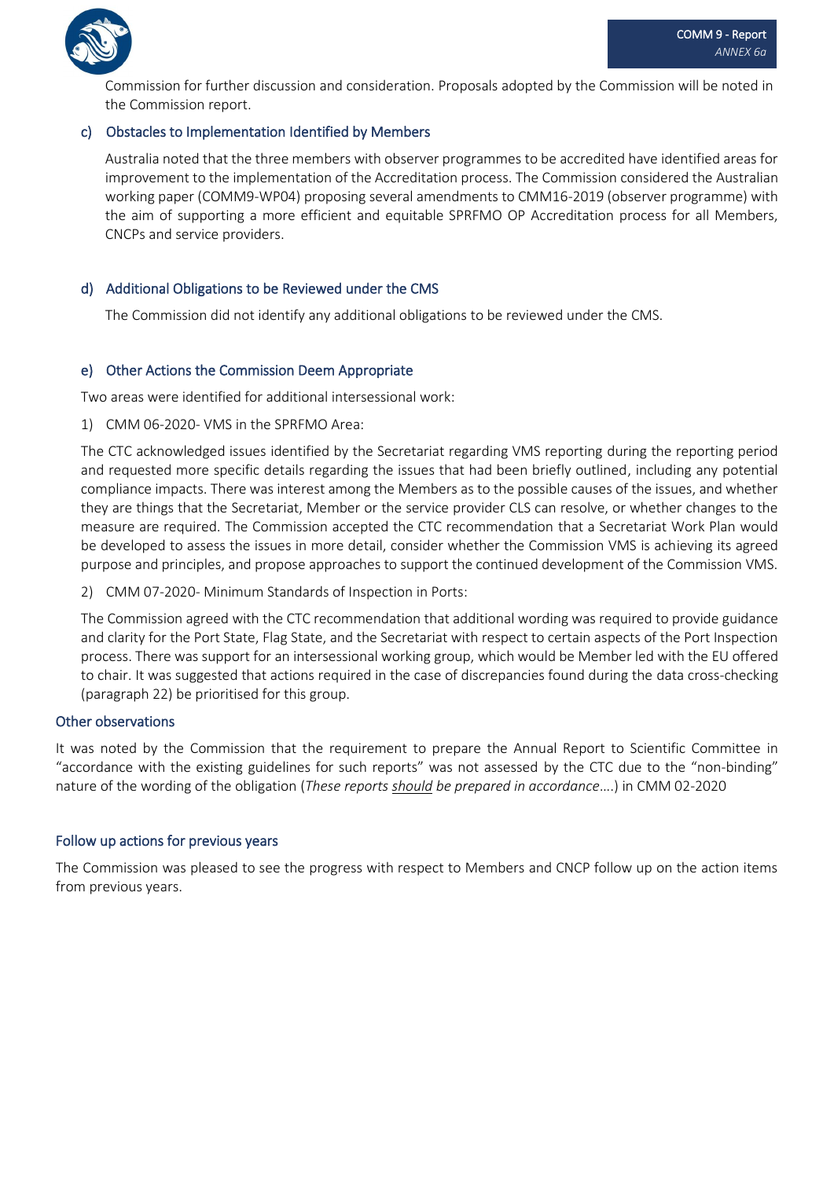Commission for further discussion and consideration. Proposals adopted by the Commission will be noted in the Commission report.

### c) Obstacles to Implementation Identified by Members

Australia noted that the three members with observer programmes to be accredited have identified areas for improvement to the implementation of the Accreditation process. The Commission considered the Australian working paper (COMM9-WP04) proposing several amendments to CMM16-2019 (observer programme) with the aim of supporting a more efficient and equitable SPRFMO OP Accreditation process for all Members, CNCPs and service providers.

### d) Additional Obligations to be Reviewed under the CMS

The Commission did not identify any additional obligations to be reviewed under the CMS.

### e) Other Actions the Commission Deem Appropriate

Two areas were identified for additional intersessional work:

1) CMM 06-2020- VMS in the SPRFMO Area:

The CTC acknowledged issues identified by the Secretariat regarding VMS reporting during the reporting period and requested more specific details regarding the issues that had been briefly outlined, including any potential compliance impacts. There was interest among the Members as to the possible causes of the issues, and whether they are things that the Secretariat, Member or the service provider CLS can resolve, or whether changes to the measure are required. The Commission accepted the CTC recommendation that a Secretariat Work Plan would be developed to assess the issues in more detail, consider whether the Commission VMS is achieving its agreed purpose and principles, and propose approaches to support the continued development of the Commission VMS.

2) CMM 07-2020- Minimum Standards of Inspection in Ports:

The Commission agreed with the CTC recommendation that additional wording was required to provide guidance and clarity for the Port State, Flag State, and the Secretariat with respect to certain aspects of the Port Inspection process. There was support for an intersessional working group, which would be Member led with the EU offered to chair. It was suggested that actions required in the case of discrepancies found during the data cross-checking (paragraph 22) be prioritised for this group.

### Other observations

It was noted by the Commission that the requirement to prepare the Annual Report to Scientific Committee in "accordance with the existing guidelines for such reports" was not assessed by the CTC due to the "non-binding" nature of the wording of the obligation (*These reports should be prepared in accordance*….) in CMM 02-2020

### Follow up actions for previous years

The Commission was pleased to see the progress with respect to Members and CNCP follow up on the action items from previous years.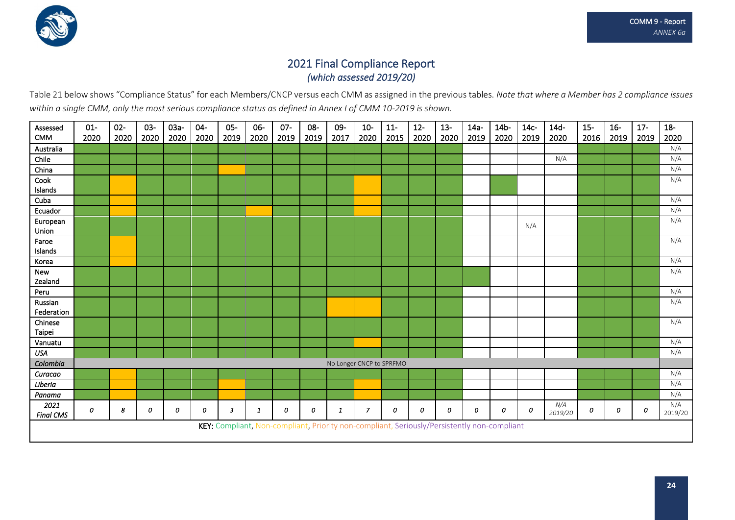# 2021 Final Compliance Report

*(which assessed 2019/20)*

Table 21 below shows "Compliance Status" for each Members/CNCP versus each CMM as assigned in the previous tables. *Note that where a Member has 2 compliance issues within a single CMM, only the most serious compliance status as defined in Annex I of CMM 10-2019 is shown.*

| Assessed CMM | 01-2020 | 02-2020 | 03-2020 | 03a-2020 | 04-2020 | 05-2019 | 06-2020 | 07-2019 | 08-2019 | 09-2017 | 10-2020 | 11-2015 | 12-2020 | 13-2020 | 14a-2019 | 14b-2020 | 14c-2019 | 14d-2020 | 15-2016 | 16-2019 | 17-2019 | 18-2020 |
|---|---|---|---|---|---|---|---|---|---|---|---|---|---|---|---|---|---|---|---|---|---|---|
| Australia | | | | | | | | | | | | | | | | | | | | | | N/A |
| Chile | | | | | | | | | | | | | | | | | | N/A | | | | N/A |
| China | | | | | | | | | | | | | | | | | | | | | | N/A |
| Cook Islands | | | | | | | | | | | | | | | | | | | | | | N/A |
| Cuba | | | | | | | | | | | | | | | | | | | | | | N/A |
| Ecuador | | | | | | | | | | | | | | | | | | | | | | N/A |
| European Union | | | | | | | | | | | | | | | | | N/A | | | | | N/A |
| Faroe Islands | | | | | | | | | | | | | | | | | | | | | | N/A |
| Korea | | | | | | | | | | | | | | | | | | | | | | N/A |
| New Zealand | | | | | | | | | | | | | | | | | | | | | | N/A |
| Peru | | | | | | | | | | | | | | | | | | | | | | N/A |
| Russian Federation | | | | | | | | | | | | | | | | | | | | | | N/A |
| Chinese Taipei | | | | | | | | | | | | | | | | | | | | | | N/A |
| Vanuatu | | | | | | | | | | | | | | | | | | | | | | N/A |
| *USA* | | | | | | | | | | | | | | | | | | | | | | N/A |
| *Colombia* | No Longer CNCP to SPRFMO | | | | | | | | | | | | | | | | | | | | | |
| *Curacao* | | | | | | | | | | | | | | | | | | | | | | N/A |
| *Liberia* | | | | | | | | | | | | | | | | | | | | | | N/A |
| *Panama* | | | | | | | | | | | | | | | | | | | | | | N/A |
| *2021 Final CMS* | *0* | *8* | *0* | *0* | *0* | *3* | *1* | *0* | *0* | *1* | *7* | *0* | *0* | *0* | *0* | *0* | *0* | *N/A 2019/20* | *0* | *0* | *0* | N/A 2019/20 |

KEY: Compliant, Non-compliant, Priority non-compliant, Seriously/Persistently non-compliant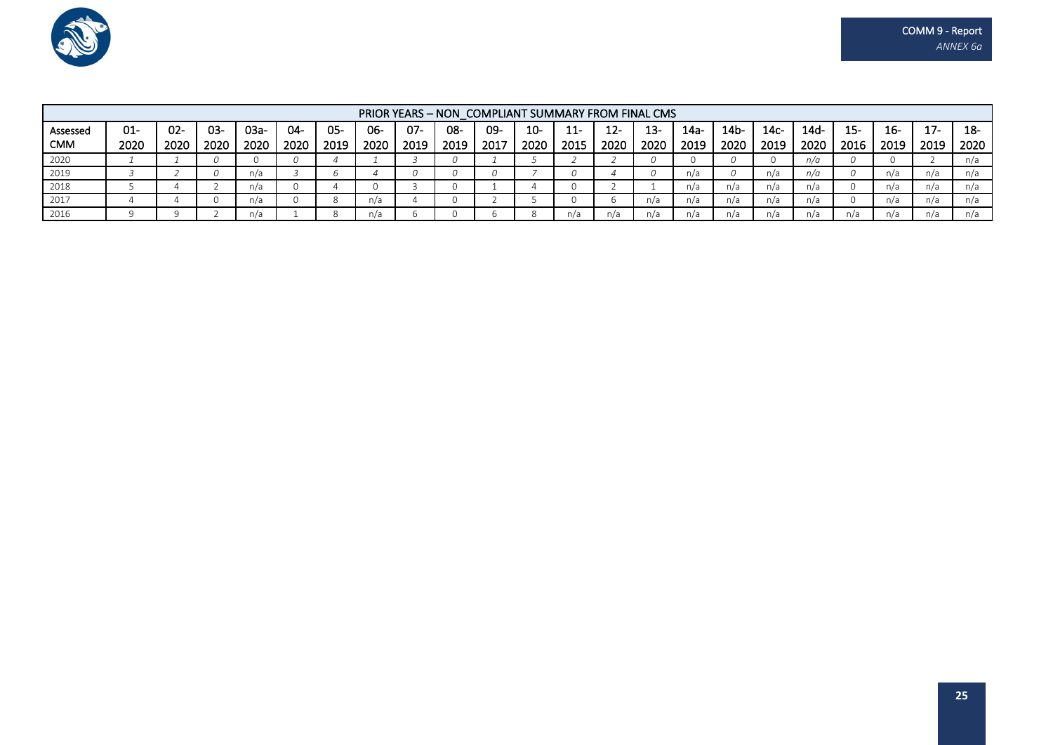| PRIOR YEARS – NON_COMPLIANT SUMMARY FROM FINAL CMS | | | | | | | | | | | | | | | | | | | | | | |
|---|---|---|---|---|---|---|---|---|---|---|---|---|---|---|---|---|---|---|---|---|---|---|
| Assessed CMM | 01-2020 | 02-2020 | 03-2020 | 03a-2020 | 04-2020 | 05-2019 | 06-2020 | 07-2019 | 08-2019 | 09-2017 | 10-2020 | 11-2015 | 12-2020 | 13-2020 | 14a-2019 | 14b-2020 | 14c-2019 | 14d-2020 | 15-2016 | 16-2019 | 17-2019 | 18-2020 |
| 2020 | *1* | *1* | *0* | 0 | *0* | *4* | *1* | *3* | *0* | *1* | *5* | *2* | *2* | *0* | 0 | *0* | 0 | *n/a* | *0* | 0 | 2 | n/a |
| 2019 | *3* | *2* | *0* | n/a | *3* | *6* | *4* | *0* | *0* | *0* | *7* | *0* | *4* | *0* | n/a | *0* | n/a | *n/a* | *0* | n/a | n/a | n/a |
| 2018 | 5 | 4 | 2 | n/a | 0 | 4 | 0 | 3 | 0 | 1 | 4 | 0 | 2 | 1 | n/a | n/a | n/a | n/a | 0 | n/a | n/a | n/a |
| 2017 | 4 | 4 | 0 | n/a | 0 | 8 | n/a | 4 | 0 | 2 | 5 | 0 | 6 | n/a | n/a | n/a | n/a | n/a | 0 | n/a | n/a | n/a |
| 2016 | 9 | 9 | 2 | n/a | 1 | 8 | n/a | 6 | 0 | 6 | 8 | n/a | n/a | n/a | n/a | n/a | n/a | n/a | n/a | n/a | n/a | n/a |